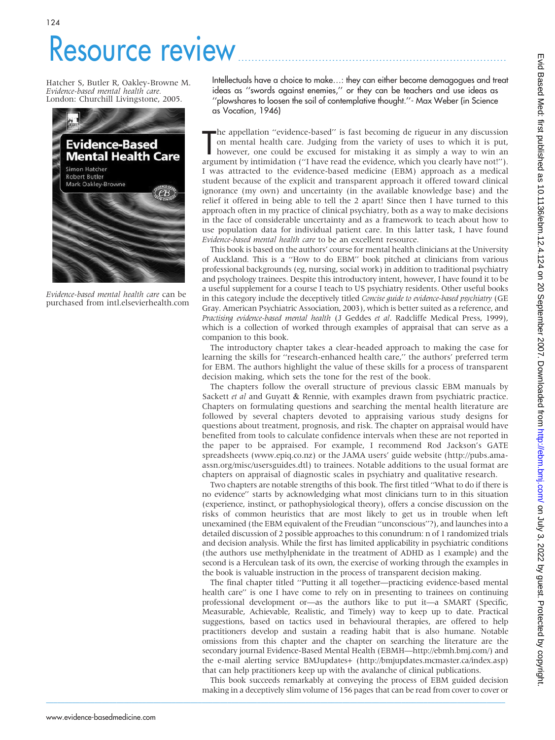# Resource review

Hatcher S, Butler R, Oakley-Browne M. *Evidence-based mental health care.* London: Churchill Livingstone, 2005.

*Evidence-based mental health care* can be purchased from intl.elsevierhealth.com

Intellectuals have a choice to make…: they can either become demagogues and treat ideas as "swords against enemies," or they can be teachers and use ideas as "plowshares to loosen the soil of contemplative thought."- Max Weber (in Science as Vocation, 1946)

The appellation "evidence-based" is fast becoming de rigueur in any discussion on mental health care. Judging from the variety of uses to which it is put, however, one could be excused for mistaking it as simply a way to win an argument by intimidation ("I have read the evidence, which you clearly have not!"). I was attracted to the evidence-based medicine (EBM) approach as a medical student because of the explicit and transparent approach it offered toward clinical ignorance (my own) and uncertainty (in the available knowledge base) and the relief it offered in being able to tell the 2 apart! Since then I have turned to this approach often in my practice of clinical psychiatry, both as a way to make decisions in the face of considerable uncertainty and as a framework to teach about how to use population data for individual patient care. In this latter task, I have found *Evidence-based mental health care* to be an excellent resource.

This book is based on the authors' course for mental health clinicians at the University of Auckland. This is a "How to do EBM" book pitched at clinicians from various professional backgrounds (eg, nursing, social work) in addition to traditional psychiatry and psychology trainees. Despite this introductory intent, however, I have found it to be a useful supplement for a course I teach to US psychiatry residents. Other useful books in this category include the deceptively titled *Concise guide to evidence-based psychiatry* (GE Gray. American Psychiatric Association, 2003), which is better suited as a reference, and *Practising evidence-based mental health* (J Geddes *et al*. Radcliffe Medical Press, 1999), which is a collection of worked through examples of appraisal that can serve as a companion to this book.

The introductory chapter takes a clear-headed approach to making the case for learning the skills for "research-enhanced health care," the authors' preferred term for EBM. The authors highlight the value of these skills for a process of transparent decision making, which sets the tone for the rest of the book.

The chapters follow the overall structure of previous classic EBM manuals by Sackett *et al* and Guyatt & Rennie, with examples drawn from psychiatric practice. Chapters on formulating questions and searching the mental health literature are followed by several chapters devoted to appraising various study designs for questions about treatment, prognosis, and risk. The chapter on appraisal would have benefited from tools to calculate confidence intervals when these are not reported in the paper to be appraised. For example, I recommend Rod Jackson's GATE spreadsheets (www.epiq.co.nz) or the JAMA users' guide website (http://pubs.ama-assn.org/misc/usersguides.dtl) to trainees. Notable additions to the usual format are chapters on appraisal of diagnostic scales in psychiatry and qualitative research.

Two chapters are notable strengths of this book. The first titled "What to do if there is no evidence" starts by acknowledging what most clinicians turn to in this situation (experience, instinct, or pathophysiological theory), offers a concise discussion on the risks of common heuristics that are most likely to get us in trouble when left unexamined (the EBM equivalent of the Freudian "unconscious"?), and launches into a detailed discussion of 2 possible approaches to this conundrum: n of 1 randomized trials and decision analysis. While the first has limited applicability in psychiatric conditions (the authors use methylphenidate in the treatment of ADHD as 1 example) and the second is a Herculean task of its own, the exercise of working through the examples in the book is valuable instruction in the process of transparent decision making.

The final chapter titled "Putting it all together—practicing evidence-based mental health care" is one I have come to rely on in presenting to trainees on continuing professional development or—as the authors like to put it—a SMART (Specific, Measurable, Achievable, Realistic, and Timely) way to keep up to date. Practical suggestions, based on tactics used in behavioural therapies, are offered to help practitioners develop and sustain a reading habit that is also humane. Notable omissions from this chapter and the chapter on searching the literature are the secondary journal Evidence-Based Mental Health (EBMH—http://ebmh.bmj.com/) and the e-mail alerting service BMJupdates+ (http://bmjupdates.mcmaster.ca/index.asp) that can help practitioners keep up with the avalanche of clinical publications.

This book succeeds remarkably at conveying the process of EBM guided decision making in a deceptively slim volume of 156 pages that can be read from cover to cover or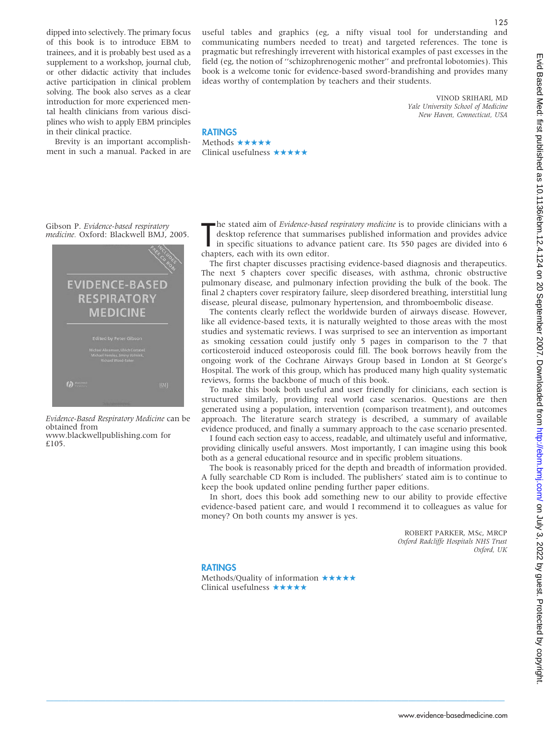dipped into selectively. The primary focus of this book is to introduce EBM to trainees, and it is probably best used as a supplement to a workshop, journal club, or other didactic activity that includes active participation in clinical problem solving. The book also serves as a clear introduction for more experienced mental health clinicians from various disciplines who wish to apply EBM principles in their clinical practice.

Brevity is an important accomplishment in such a manual. Packed in are useful tables and graphics (eg, a nifty visual tool for understanding and communicating numbers needed to treat) and targeted references. The tone is pragmatic but refreshingly irreverent with historical examples of past excesses in the field (eg, the notion of ''schizophrenogenic mother'' and prefrontal lobotomies). This book is a welcome tonic for evidence-based sword-brandishing and provides many ideas worthy of contemplation by teachers and their students.

VINOD SRIHARI, MD
*Yale University School of Medicine*
*New Haven, Connecticut, USA*

**RATINGS**
Methods ★★★★★
Clinical usefulness ★★★★★

---

Gibson P. *Evidence-based respiratory medicine.* Oxford: Blackwell BMJ, 2005.

*Evidence-Based Respiratory Medicine* can be obtained from www.blackwellpublishing.com for £105.

The stated aim of *Evidence-based respiratory medicine* is to provide clinicians with a desktop reference that summarises published information and provides advice in specific situations to advance patient care. Its 550 pages are divided into 6 chapters, each with its own editor.

The first chapter discusses practising evidence-based diagnosis and therapeutics. The next 5 chapters cover specific diseases, with asthma, chronic obstructive pulmonary disease, and pulmonary infection providing the bulk of the book. The final 2 chapters cover respiratory failure, sleep disordered breathing, interstitial lung disease, pleural disease, pulmonary hypertension, and thromboembolic disease.

The contents clearly reflect the worldwide burden of airways disease. However, like all evidence-based texts, it is naturally weighted to those areas with the most studies and systematic reviews. I was surprised to see an intervention as important as smoking cessation could justify only 5 pages in comparison to the 7 that corticosteroid induced osteoporosis could fill. The book borrows heavily from the ongoing work of the Cochrane Airways Group based in London at St George's Hospital. The work of this group, which has produced many high quality systematic reviews, forms the backbone of much of this book.

To make this book both useful and user friendly for clinicians, each section is structured similarly, providing real world case scenarios. Questions are then generated using a population, intervention (comparison treatment), and outcomes approach. The literature search strategy is described, a summary of available evidence produced, and finally a summary approach to the case scenario presented.

I found each section easy to access, readable, and ultimately useful and informative, providing clinically useful answers. Most importantly, I can imagine using this book both as a general educational resource and in specific problem situations.

The book is reasonably priced for the depth and breadth of information provided. A fully searchable CD Rom is included. The publishers' stated aim is to continue to keep the book updated online pending further paper editions.

In short, does this book add something new to our ability to provide effective evidence-based patient care, and would I recommend it to colleagues as value for money? On both counts my answer is yes.

ROBERT PARKER, MSc, MRCP
*Oxford Radcliffe Hospitals NHS Trust*
*Oxford, UK*

**RATINGS**
Methods/Quality of information ★★★★★
Clinical usefulness ★★★★★